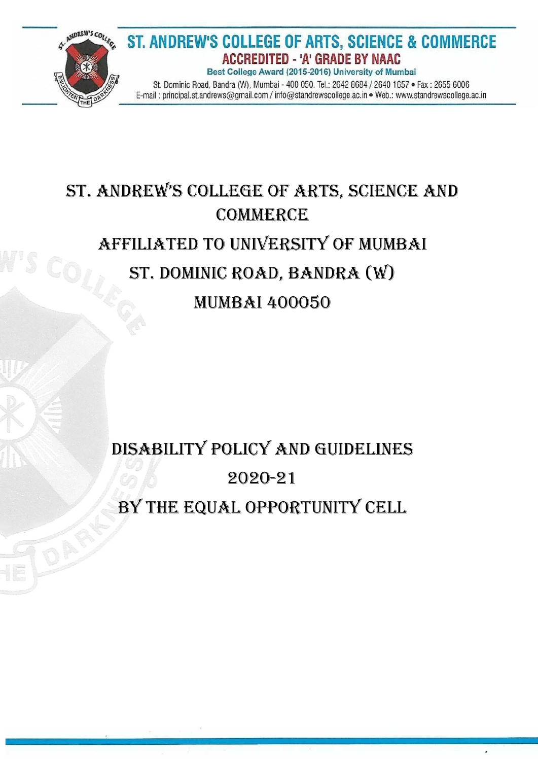ST. ANDREW'S COLLEGE OF ARTS, SCIENCE & COMMERCE

ACCREDITED - 'A' GRADE BY NAAC

Best College Award (2015-2016) University of Mumbai

St. Dominic Road, Bandra (W), Mumbai - 400 050. Tel.: 2642 6684 / 2640 1657 • Fax : 2655 6006

E-mail : principal.st.andrews@gmail.com / info@standrewscollege.ac.in • Web.: www.standrewscollege.ac.in

# ST. ANDREW'S COLLEGE OF ARTS, SCIENCE AND COMMERCE

## AFFILIATED TO UNIVERSITY OF MUMBAI

## ST. DOMINIC ROAD, BANDRA (W)

## MUMBAI 400050

# DISABILITY POLICY AND GUIDELINES

## 2020-21

## BY THE EQUAL OPPORTUNITY CELL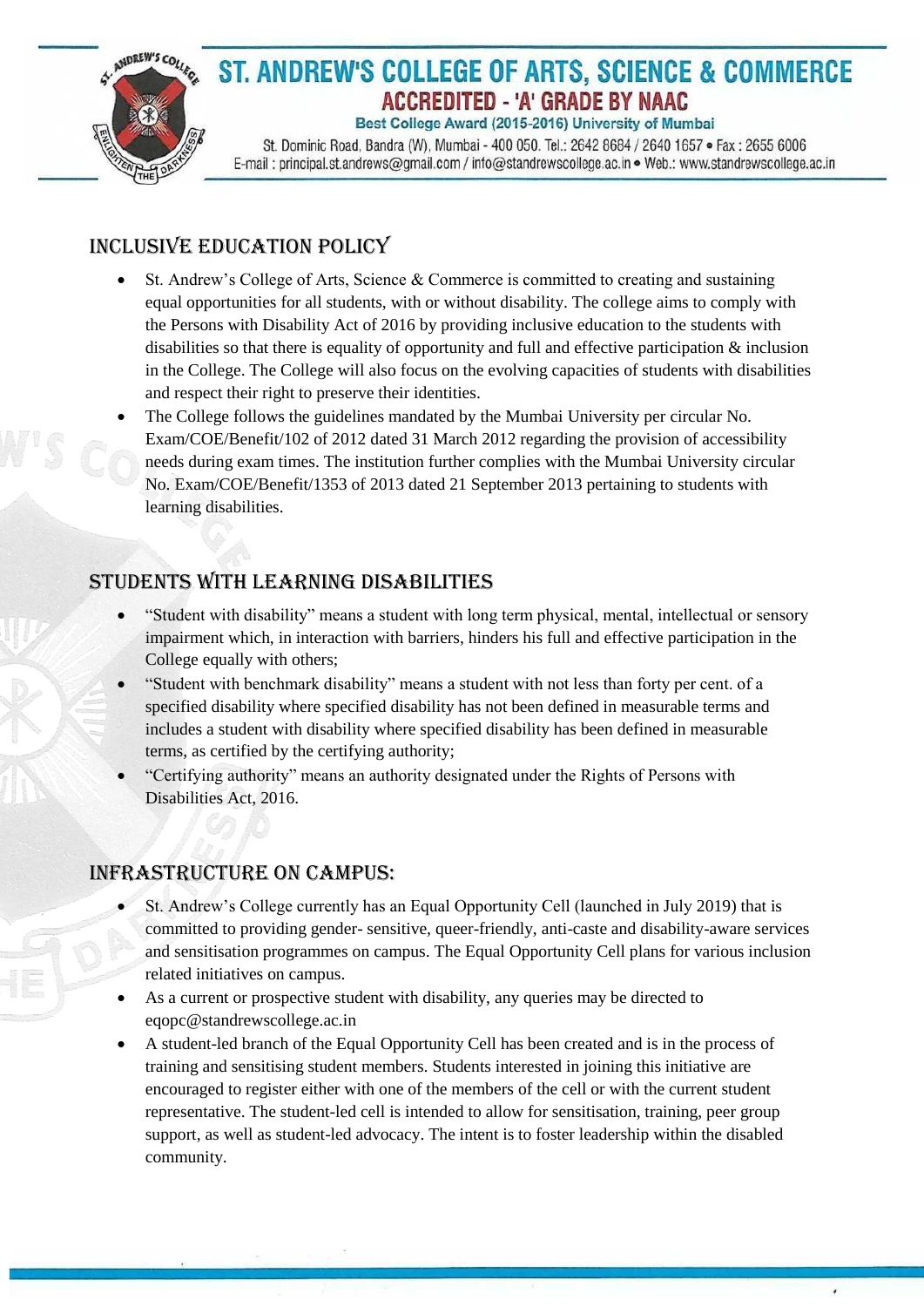# ST. ANDREW'S COLLEGE OF ARTS, SCIENCE & COMMERCE

**ACCREDITED - 'A' GRADE BY NAAC**

**Best College Award (2015-2016) University of Mumbai**

St. Dominic Road, Bandra (W), Mumbai - 400 050. Tel.: 2642 8684 / 2640 1657 • Fax : 2655 6006
E-mail : principal.st.andrews@gmail.com / info@standrewscollege.ac.in • Web.: www.standrewscollege.ac.in

## INCLUSIVE EDUCATION POLICY

- St. Andrew's College of Arts, Science & Commerce is committed to creating and sustaining equal opportunities for all students, with or without disability. The college aims to comply with the Persons with Disability Act of 2016 by providing inclusive education to the students with disabilities so that there is equality of opportunity and full and effective participation & inclusion in the College. The College will also focus on the evolving capacities of students with disabilities and respect their right to preserve their identities.
- The College follows the guidelines mandated by the Mumbai University per circular No. Exam/COE/Benefit/102 of 2012 dated 31 March 2012 regarding the provision of accessibility needs during exam times. The institution further complies with the Mumbai University circular No. Exam/COE/Benefit/1353 of 2013 dated 21 September 2013 pertaining to students with learning disabilities.

## STUDENTS WITH LEARNING DISABILITIES

- "Student with disability" means a student with long term physical, mental, intellectual or sensory impairment which, in interaction with barriers, hinders his full and effective participation in the College equally with others;
- "Student with benchmark disability" means a student with not less than forty per cent. of a specified disability where specified disability has not been defined in measurable terms and includes a student with disability where specified disability has been defined in measurable terms, as certified by the certifying authority;
- "Certifying authority" means an authority designated under the Rights of Persons with Disabilities Act, 2016.

## INFRASTRUCTURE ON CAMPUS:

- St. Andrew's College currently has an Equal Opportunity Cell (launched in July 2019) that is committed to providing gender- sensitive, queer-friendly, anti-caste and disability-aware services and sensitisation programmes on campus. The Equal Opportunity Cell plans for various inclusion related initiatives on campus.
- As a current or prospective student with disability, any queries may be directed to eqopc@standrewscollege.ac.in
- A student-led branch of the Equal Opportunity Cell has been created and is in the process of training and sensitising student members. Students interested in joining this initiative are encouraged to register either with one of the members of the cell or with the current student representative. The student-led cell is intended to allow for sensitisation, training, peer group support, as well as student-led advocacy. The intent is to foster leadership within the disabled community.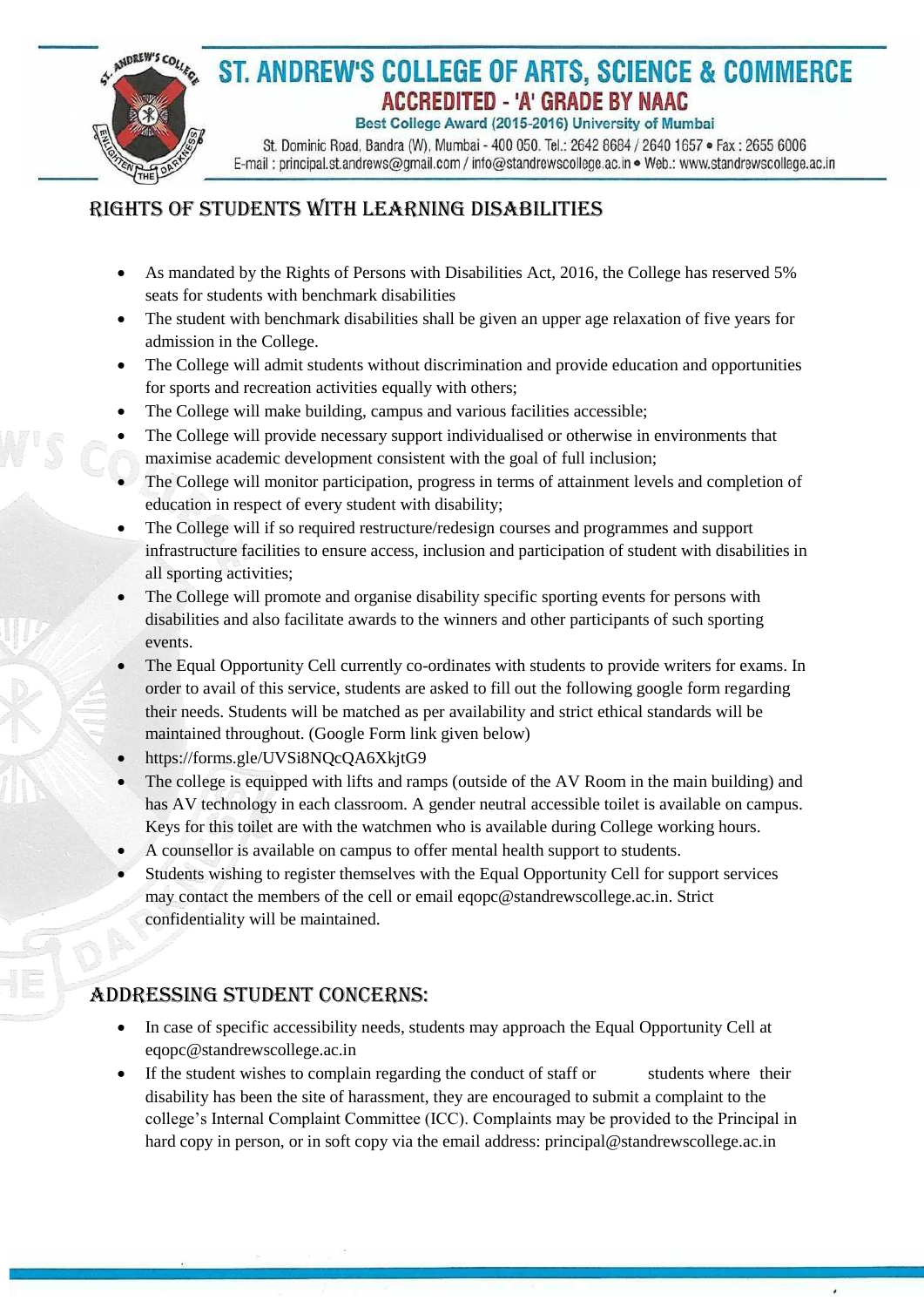# ST. ANDREW'S COLLEGE OF ARTS, SCIENCE & COMMERCE

**ACCREDITED - 'A' GRADE BY NAAC**

**Best College Award (2015-2016) University of Mumbai**

St. Dominic Road, Bandra (W), Mumbai - 400 050. Tel.: 2642 8684 / 2640 1657 • Fax : 2655 6006
E-mail : principal.st.andrews@gmail.com / info@standrewscollege.ac.in • Web.: www.standrewscollege.ac.in

## RIGHTS OF STUDENTS WITH LEARNING DISABILITIES

- As mandated by the Rights of Persons with Disabilities Act, 2016, the College has reserved 5% seats for students with benchmark disabilities
- The student with benchmark disabilities shall be given an upper age relaxation of five years for admission in the College.
- The College will admit students without discrimination and provide education and opportunities for sports and recreation activities equally with others;
- The College will make building, campus and various facilities accessible;
- The College will provide necessary support individualised or otherwise in environments that maximise academic development consistent with the goal of full inclusion;
- The College will monitor participation, progress in terms of attainment levels and completion of education in respect of every student with disability;
- The College will if so required restructure/redesign courses and programmes and support infrastructure facilities to ensure access, inclusion and participation of student with disabilities in all sporting activities;
- The College will promote and organise disability specific sporting events for persons with disabilities and also facilitate awards to the winners and other participants of such sporting events.
- The Equal Opportunity Cell currently co-ordinates with students to provide writers for exams. In order to avail of this service, students are asked to fill out the following google form regarding their needs. Students will be matched as per availability and strict ethical standards will be maintained throughout. (Google Form link given below)
- https://forms.gle/UVSi8NQcQA6XkjtG9
- The college is equipped with lifts and ramps (outside of the AV Room in the main building) and has AV technology in each classroom. A gender neutral accessible toilet is available on campus. Keys for this toilet are with the watchmen who is available during College working hours.
- A counsellor is available on campus to offer mental health support to students.
- Students wishing to register themselves with the Equal Opportunity Cell for support services may contact the members of the cell or email eqopc@standrewscollege.ac.in. Strict confidentiality will be maintained.

## ADDRESSING STUDENT CONCERNS:

- In case of specific accessibility needs, students may approach the Equal Opportunity Cell at eqopc@standrewscollege.ac.in
- If the student wishes to complain regarding the conduct of staff or students where their disability has been the site of harassment, they are encouraged to submit a complaint to the college's Internal Complaint Committee (ICC). Complaints may be provided to the Principal in hard copy in person, or in soft copy via the email address: principal@standrewscollege.ac.in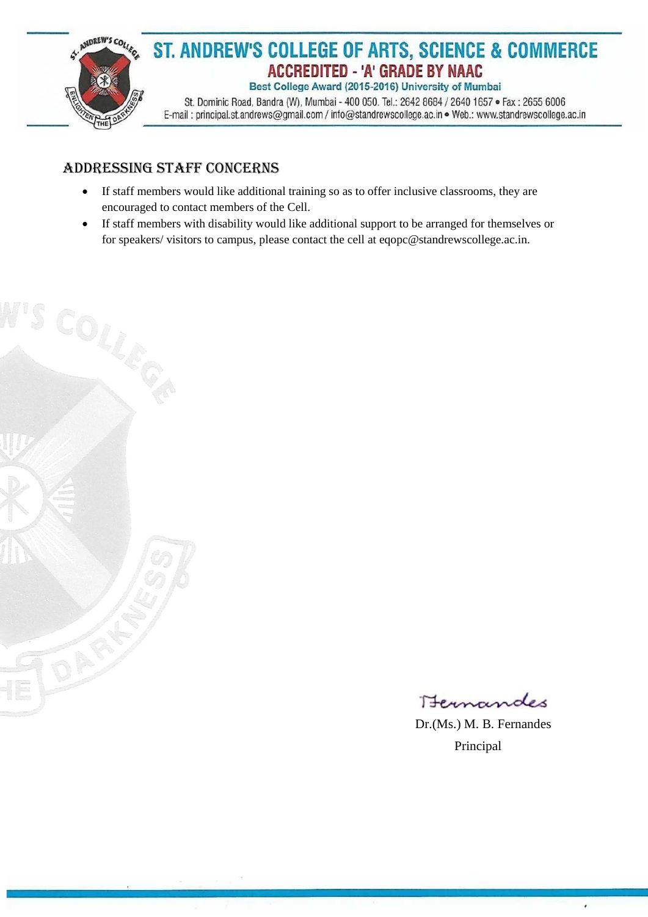## Addressing Staff Concerns

- If staff members would like additional training so as to offer inclusive classrooms, they are encouraged to contact members of the Cell.
- If staff members with disability would like additional support to be arranged for themselves or for speakers/ visitors to campus, please contact the cell at eqopc@standrewscollege.ac.in.

Fernandes

Dr.(Ms.) M. B. Fernandes

Principal